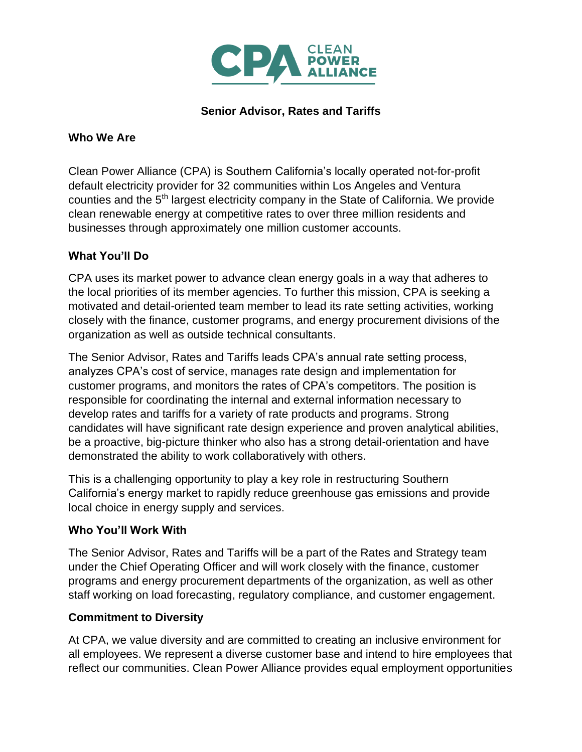# Senior Advisor, Rates and Tariffs

## Who We Are

Clean Power Alliance (CPA) is Southern California's locally operated not-for-profit default electricity provider for 32 communities within Los Angeles and Ventura counties and the 5th largest electricity company in the State of California. We provide clean renewable energy at competitive rates to over three million residents and businesses through approximately one million customer accounts.

## What You'll Do

CPA uses its market power to advance clean energy goals in a way that adheres to the local priorities of its member agencies. To further this mission, CPA is seeking a motivated and detail-oriented team member to lead its rate setting activities, working closely with the finance, customer programs, and energy procurement divisions of the organization as well as outside technical consultants.

The Senior Advisor, Rates and Tariffs leads CPA's annual rate setting process, analyzes CPA's cost of service, manages rate design and implementation for customer programs, and monitors the rates of CPA's competitors. The position is responsible for coordinating the internal and external information necessary to develop rates and tariffs for a variety of rate products and programs. Strong candidates will have significant rate design experience and proven analytical abilities, be a proactive, big-picture thinker who also has a strong detail-orientation and have demonstrated the ability to work collaboratively with others.

This is a challenging opportunity to play a key role in restructuring Southern California's energy market to rapidly reduce greenhouse gas emissions and provide local choice in energy supply and services.

## Who You'll Work With

The Senior Advisor, Rates and Tariffs will be a part of the Rates and Strategy team under the Chief Operating Officer and will work closely with the finance, customer programs and energy procurement departments of the organization, as well as other staff working on load forecasting, regulatory compliance, and customer engagement.

## Commitment to Diversity

At CPA, we value diversity and are committed to creating an inclusive environment for all employees. We represent a diverse customer base and intend to hire employees that reflect our communities. Clean Power Alliance provides equal employment opportunities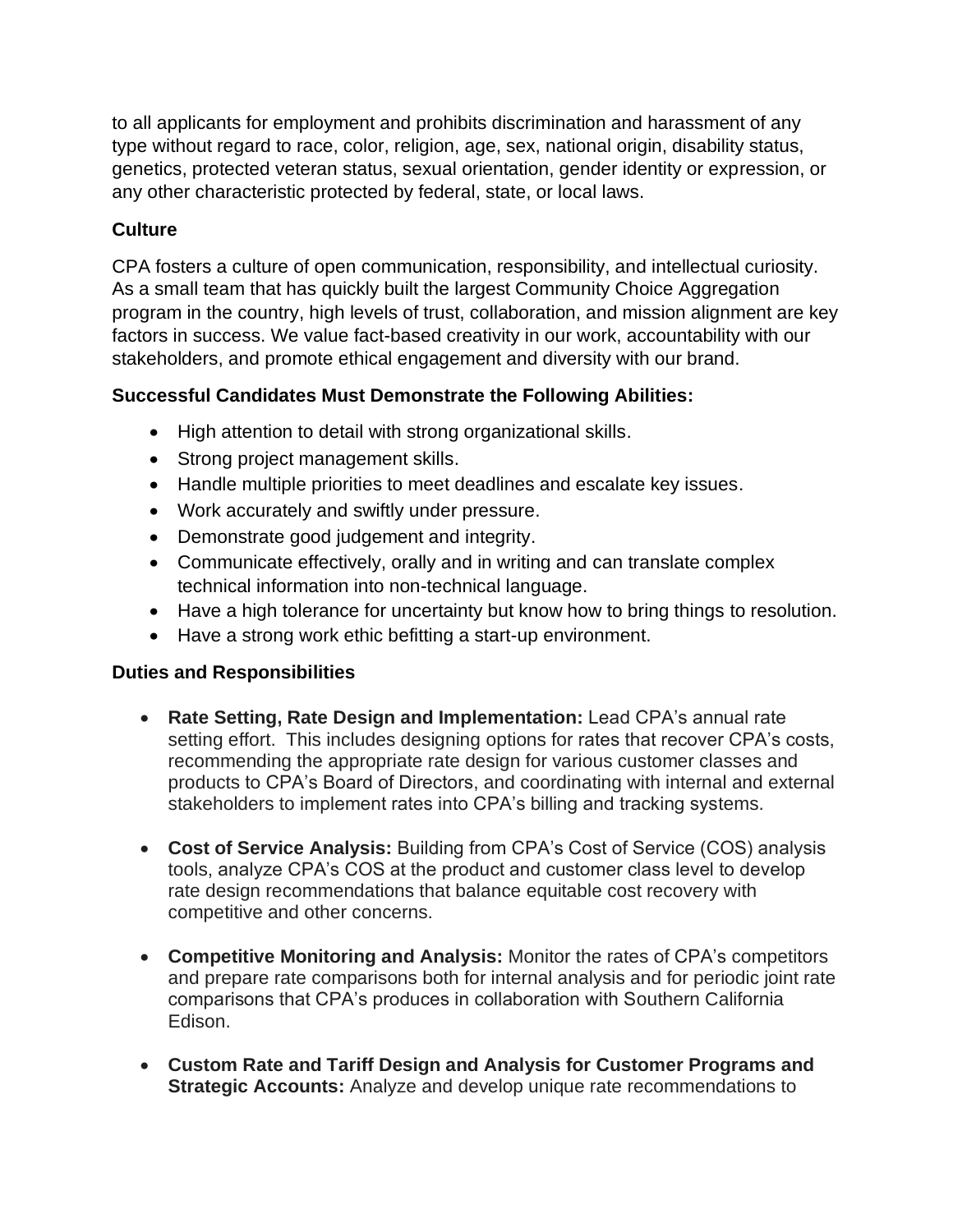to all applicants for employment and prohibits discrimination and harassment of any type without regard to race, color, religion, age, sex, national origin, disability status, genetics, protected veteran status, sexual orientation, gender identity or expression, or any other characteristic protected by federal, state, or local laws.

### Culture

CPA fosters a culture of open communication, responsibility, and intellectual curiosity. As a small team that has quickly built the largest Community Choice Aggregation program in the country, high levels of trust, collaboration, and mission alignment are key factors in success. We value fact-based creativity in our work, accountability with our stakeholders, and promote ethical engagement and diversity with our brand.

### Successful Candidates Must Demonstrate the Following Abilities:

- High attention to detail with strong organizational skills.
- Strong project management skills.
- Handle multiple priorities to meet deadlines and escalate key issues.
- Work accurately and swiftly under pressure.
- Demonstrate good judgement and integrity.
- Communicate effectively, orally and in writing and can translate complex technical information into non-technical language.
- Have a high tolerance for uncertainty but know how to bring things to resolution.
- Have a strong work ethic befitting a start-up environment.

### Duties and Responsibilities

- **Rate Setting, Rate Design and Implementation:** Lead CPA's annual rate setting effort. This includes designing options for rates that recover CPA's costs, recommending the appropriate rate design for various customer classes and products to CPA's Board of Directors, and coordinating with internal and external stakeholders to implement rates into CPA's billing and tracking systems.

- **Cost of Service Analysis:** Building from CPA's Cost of Service (COS) analysis tools, analyze CPA's COS at the product and customer class level to develop rate design recommendations that balance equitable cost recovery with competitive and other concerns.

- **Competitive Monitoring and Analysis:** Monitor the rates of CPA's competitors and prepare rate comparisons both for internal analysis and for periodic joint rate comparisons that CPA's produces in collaboration with Southern California Edison.

- **Custom Rate and Tariff Design and Analysis for Customer Programs and Strategic Accounts:** Analyze and develop unique rate recommendations to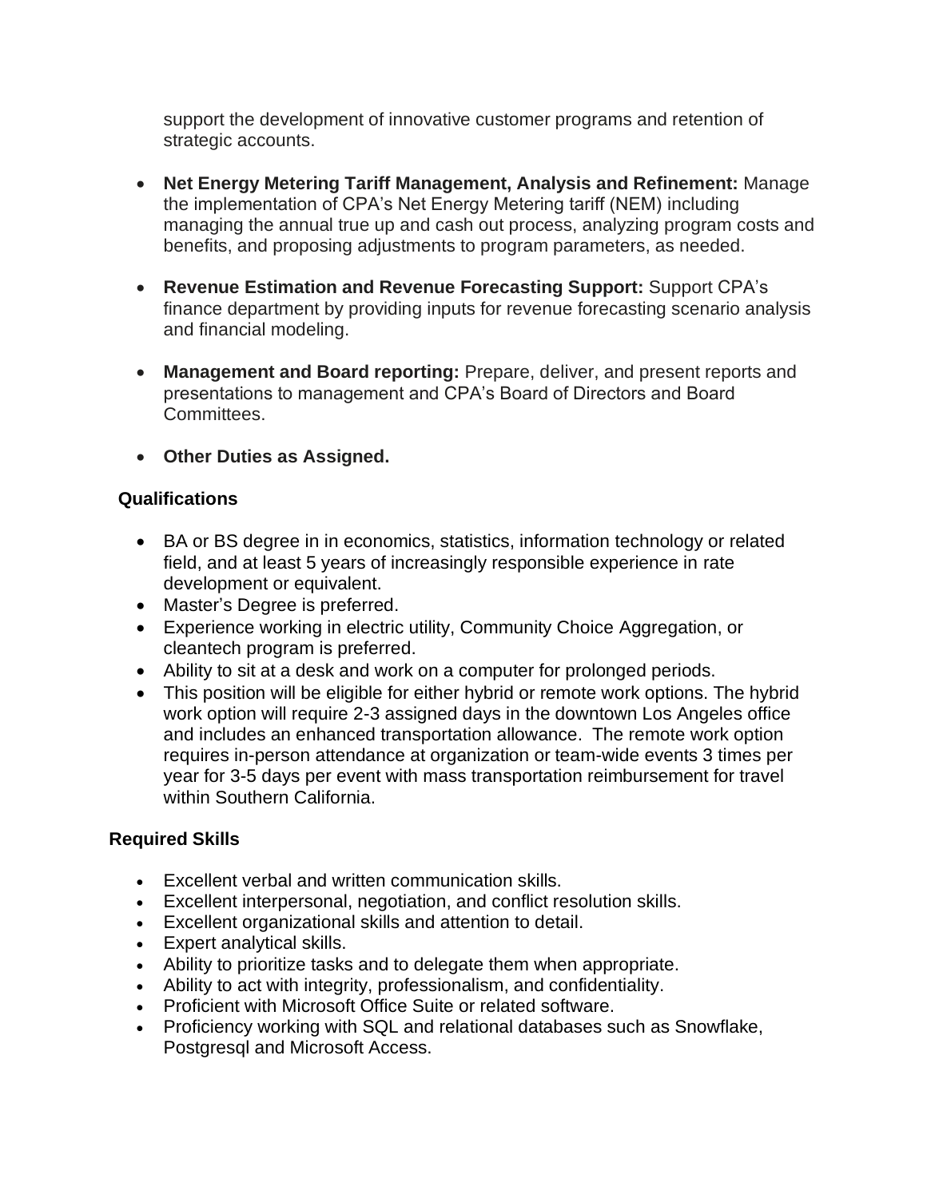support the development of innovative customer programs and retention of strategic accounts.

- **Net Energy Metering Tariff Management, Analysis and Refinement:** Manage the implementation of CPA's Net Energy Metering tariff (NEM) including managing the annual true up and cash out process, analyzing program costs and benefits, and proposing adjustments to program parameters, as needed.

- **Revenue Estimation and Revenue Forecasting Support:** Support CPA's finance department by providing inputs for revenue forecasting scenario analysis and financial modeling.

- **Management and Board reporting:** Prepare, deliver, and present reports and presentations to management and CPA's Board of Directors and Board Committees.

- **Other Duties as Assigned.**

## Qualifications

- BA or BS degree in in economics, statistics, information technology or related field, and at least 5 years of increasingly responsible experience in rate development or equivalent.
- Master's Degree is preferred.
- Experience working in electric utility, Community Choice Aggregation, or cleantech program is preferred.
- Ability to sit at a desk and work on a computer for prolonged periods.
- This position will be eligible for either hybrid or remote work options. The hybrid work option will require 2-3 assigned days in the downtown Los Angeles office and includes an enhanced transportation allowance. The remote work option requires in-person attendance at organization or team-wide events 3 times per year for 3-5 days per event with mass transportation reimbursement for travel within Southern California.

## Required Skills

- Excellent verbal and written communication skills.
- Excellent interpersonal, negotiation, and conflict resolution skills.
- Excellent organizational skills and attention to detail.
- Expert analytical skills.
- Ability to prioritize tasks and to delegate them when appropriate.
- Ability to act with integrity, professionalism, and confidentiality.
- Proficient with Microsoft Office Suite or related software.
- Proficiency working with SQL and relational databases such as Snowflake, Postgresql and Microsoft Access.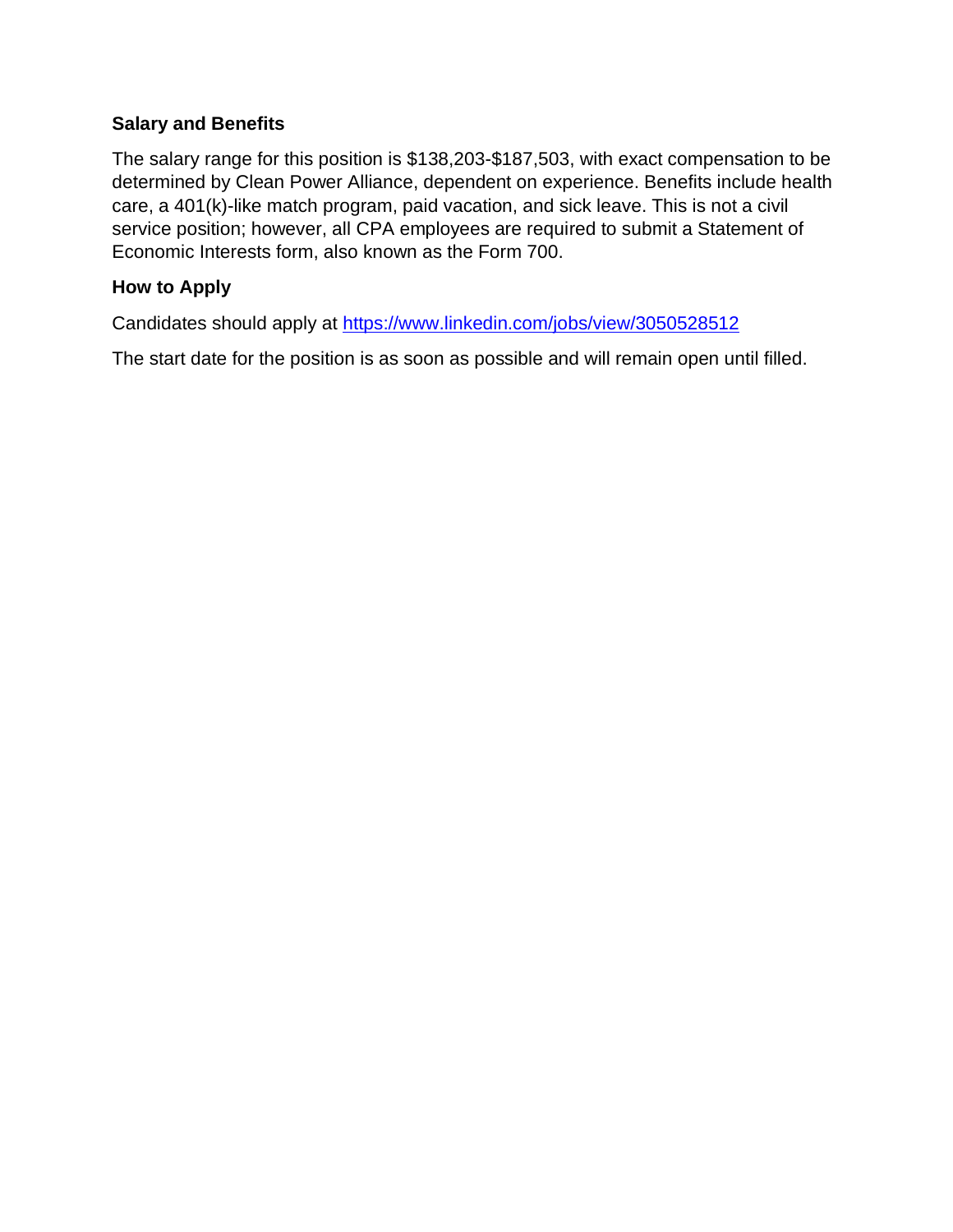**Salary and Benefits**

The salary range for this position is $138,203-$187,503, with exact compensation to be determined by Clean Power Alliance, dependent on experience. Benefits include health care, a 401(k)-like match program, paid vacation, and sick leave. This is not a civil service position; however, all CPA employees are required to submit a Statement of Economic Interests form, also known as the Form 700.

**How to Apply**

Candidates should apply at https://www.linkedin.com/jobs/view/3050528512

The start date for the position is as soon as possible and will remain open until filled.